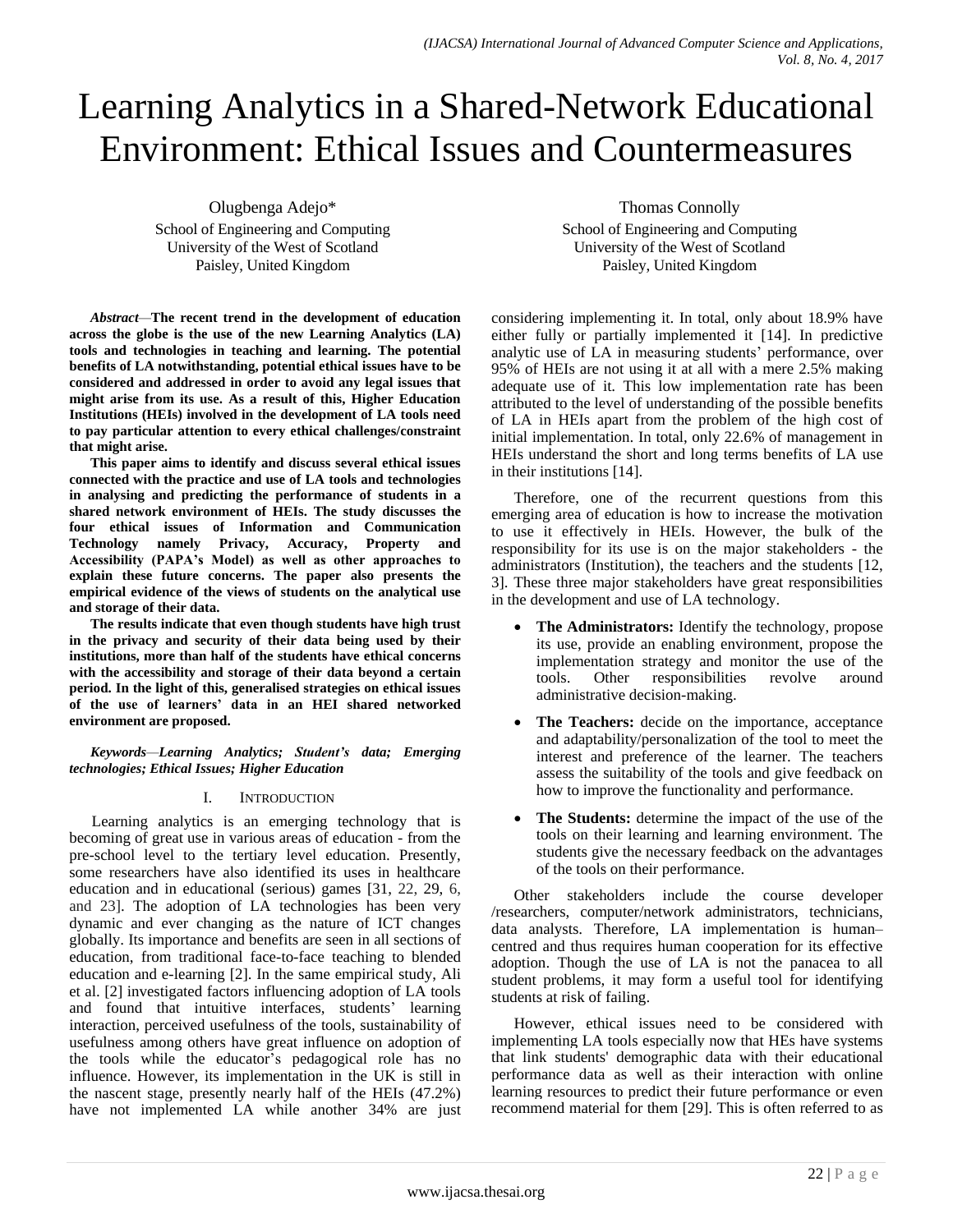# Learning Analytics in a Shared-Network Educational Environment: Ethical Issues and Countermeasures

Olugbenga Adejo*
School of Engineering and Computing
University of the West of Scotland
Paisley, United Kingdom

Thomas Connolly
School of Engineering and Computing
University of the West of Scotland
Paisley, United Kingdom

***Abstract*—The recent trend in the development of education across the globe is the use of the new Learning Analytics (LA) tools and technologies in teaching and learning. The potential benefits of LA notwithstanding, potential ethical issues have to be considered and addressed in order to avoid any legal issues that might arise from its use. As a result of this, Higher Education Institutions (HEIs) involved in the development of LA tools need to pay particular attention to every ethical challenges/constraint that might arise.**

**This paper aims to identify and discuss several ethical issues connected with the practice and use of LA tools and technologies in analysing and predicting the performance of students in a shared network environment of HEIs. The study discusses the four ethical issues of Information and Communication Technology namely Privacy, Accuracy, Property and Accessibility (PAPA's Model) as well as other approaches to explain these future concerns. The paper also presents the empirical evidence of the views of students on the analytical use and storage of their data.**

**The results indicate that even though students have high trust in the privacy and security of their data being used by their institutions, more than half of the students have ethical concerns with the accessibility and storage of their data beyond a certain period. In the light of this, generalised strategies on ethical issues of the use of learners' data in an HEI shared networked environment are proposed.**

***Keywords*—*Learning Analytics; Student's data; Emerging technologies; Ethical Issues; Higher Education***

## I. Introduction

Learning analytics is an emerging technology that is becoming of great use in various areas of education - from the pre-school level to the tertiary level education. Presently, some researchers have also identified its uses in healthcare education and in educational (serious) games [31, 22, 29, 6, and 23]. The adoption of LA technologies has been very dynamic and ever changing as the nature of ICT changes globally. Its importance and benefits are seen in all sections of education, from traditional face-to-face teaching to blended education and e-learning [2]. In the same empirical study, Ali et al. [2] investigated factors influencing adoption of LA tools and found that intuitive interfaces, students' learning interaction, perceived usefulness of the tools, sustainability of usefulness among others have great influence on adoption of the tools while the educator's pedagogical role has no influence. However, its implementation in the UK is still in the nascent stage, presently nearly half of the HEIs (47.2%) have not implemented LA while another 34% are just considering implementing it. In total, only about 18.9% have either fully or partially implemented it [14]. In predictive analytic use of LA in measuring students' performance, over 95% of HEIs are not using it at all with a mere 2.5% making adequate use of it. This low implementation rate has been attributed to the level of understanding of the possible benefits of LA in HEIs apart from the problem of the high cost of initial implementation. In total, only 22.6% of management in HEIs understand the short and long terms benefits of LA use in their institutions [14].

Therefore, one of the recurrent questions from this emerging area of education is how to increase the motivation to use it effectively in HEIs. However, the bulk of the responsibility for its use is on the major stakeholders - the administrators (Institution), the teachers and the students [12, 3]. These three major stakeholders have great responsibilities in the development and use of LA technology.

- **The Administrators:** Identify the technology, propose its use, provide an enabling environment, propose the implementation strategy and monitor the use of the tools. Other responsibilities revolve around administrative decision-making.
- **The Teachers:** decide on the importance, acceptance and adaptability/personalization of the tool to meet the interest and preference of the learner. The teachers assess the suitability of the tools and give feedback on how to improve the functionality and performance.
- **The Students:** determine the impact of the use of the tools on their learning and learning environment. The students give the necessary feedback on the advantages of the tools on their performance.

Other stakeholders include the course developer /researchers, computer/network administrators, technicians, data analysts. Therefore, LA implementation is human–centred and thus requires human cooperation for its effective adoption. Though the use of LA is not the panacea to all student problems, it may form a useful tool for identifying students at risk of failing.

However, ethical issues need to be considered with implementing LA tools especially now that HEs have systems that link students' demographic data with their educational performance data as well as their interaction with online learning resources to predict their future performance or even recommend material for them [29]. This is often referred to as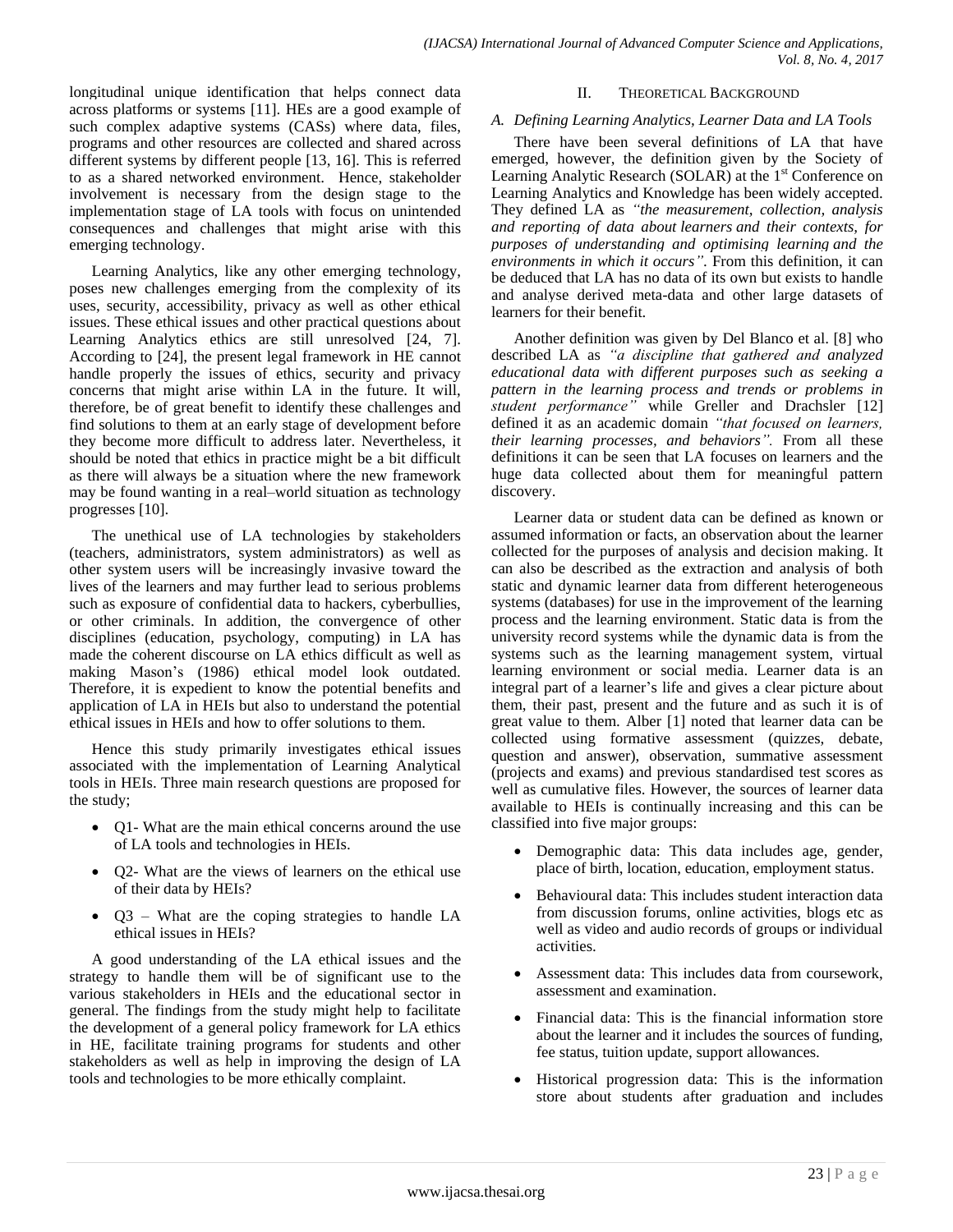longitudinal unique identification that helps connect data across platforms or systems [11]. HEs are a good example of such complex adaptive systems (CASs) where data, files, programs and other resources are collected and shared across different systems by different people [13, 16]. This is referred to as a shared networked environment. Hence, stakeholder involvement is necessary from the design stage to the implementation stage of LA tools with focus on unintended consequences and challenges that might arise with this emerging technology.

Learning Analytics, like any other emerging technology, poses new challenges emerging from the complexity of its uses, security, accessibility, privacy as well as other ethical issues. These ethical issues and other practical questions about Learning Analytics ethics are still unresolved [24, 7]. According to [24], the present legal framework in HE cannot handle properly the issues of ethics, security and privacy concerns that might arise within LA in the future. It will, therefore, be of great benefit to identify these challenges and find solutions to them at an early stage of development before they become more difficult to address later. Nevertheless, it should be noted that ethics in practice might be a bit difficult as there will always be a situation where the new framework may be found wanting in a real–world situation as technology progresses [10].

The unethical use of LA technologies by stakeholders (teachers, administrators, system administrators) as well as other system users will be increasingly invasive toward the lives of the learners and may further lead to serious problems such as exposure of confidential data to hackers, cyberbullies, or other criminals. In addition, the convergence of other disciplines (education, psychology, computing) in LA has made the coherent discourse on LA ethics difficult as well as making Mason's (1986) ethical model look outdated. Therefore, it is expedient to know the potential benefits and application of LA in HEIs but also to understand the potential ethical issues in HEIs and how to offer solutions to them.

Hence this study primarily investigates ethical issues associated with the implementation of Learning Analytical tools in HEIs. Three main research questions are proposed for the study;

- Q1- What are the main ethical concerns around the use of LA tools and technologies in HEIs.
- Q2- What are the views of learners on the ethical use of their data by HEIs?
- Q3 – What are the coping strategies to handle LA ethical issues in HEIs?

A good understanding of the LA ethical issues and the strategy to handle them will be of significant use to the various stakeholders in HEIs and the educational sector in general. The findings from the study might help to facilitate the development of a general policy framework for LA ethics in HE, facilitate training programs for students and other stakeholders as well as help in improving the design of LA tools and technologies to be more ethically complaint.

## II. Theoretical Background

### A. Defining Learning Analytics, Learner Data and LA Tools

There have been several definitions of LA that have emerged, however, the definition given by the Society of Learning Analytic Research (SOLAR) at the 1st Conference on Learning Analytics and Knowledge has been widely accepted. They defined LA as *"the measurement, collection, analysis and reporting of data about learners and their contexts, for purposes of understanding and optimising learning and the environments in which it occurs"*. From this definition, it can be deduced that LA has no data of its own but exists to handle and analyse derived meta-data and other large datasets of learners for their benefit.

Another definition was given by Del Blanco et al. [8] who described LA as *"a discipline that gathered and analyzed educational data with different purposes such as seeking a pattern in the learning process and trends or problems in student performance"* while Greller and Drachsler [12] defined it as an academic domain *"that focused on learners, their learning processes, and behaviors"*. From all these definitions it can be seen that LA focuses on learners and the huge data collected about them for meaningful pattern discovery.

Learner data or student data can be defined as known or assumed information or facts, an observation about the learner collected for the purposes of analysis and decision making. It can also be described as the extraction and analysis of both static and dynamic learner data from different heterogeneous systems (databases) for use in the improvement of the learning process and the learning environment. Static data is from the university record systems while the dynamic data is from the systems such as the learning management system, virtual learning environment or social media. Learner data is an integral part of a learner's life and gives a clear picture about them, their past, present and the future and as such it is of great value to them. Alber [1] noted that learner data can be collected using formative assessment (quizzes, debate, question and answer), observation, summative assessment (projects and exams) and previous standardised test scores as well as cumulative files. However, the sources of learner data available to HEIs is continually increasing and this can be classified into five major groups:

- Demographic data: This data includes age, gender, place of birth, location, education, employment status.
- Behavioural data: This includes student interaction data from discussion forums, online activities, blogs etc as well as video and audio records of groups or individual activities.
- Assessment data: This includes data from coursework, assessment and examination.
- Financial data: This is the financial information store about the learner and it includes the sources of funding, fee status, tuition update, support allowances.
- Historical progression data: This is the information store about students after graduation and includes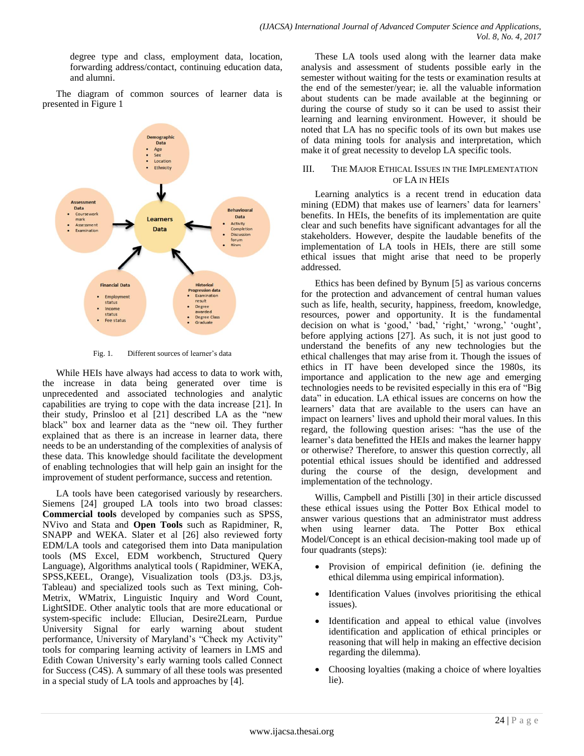degree type and class, employment data, location, forwarding address/contact, continuing education data, and alumni.

The diagram of common sources of learner data is presented in Figure 1

Fig. 1. Different sources of learner's data

While HEIs have always had access to data to work with, the increase in data being generated over time is unprecedented and associated technologies and analytic capabilities are trying to cope with the data increase [21]. In their study, Prinsloo et al [21] described LA as the "new black" box and learner data as the "new oil. They further explained that as there is an increase in learner data, there needs to be an understanding of the complexities of analysis of these data. This knowledge should facilitate the development of enabling technologies that will help gain an insight for the improvement of student performance, success and retention.

LA tools have been categorised variously by researchers. Siemens [24] grouped LA tools into two broad classes: **Commercial tools** developed by companies such as SPSS, NVivo and Stata and **Open Tools** such as Rapidminer, R, SNAPP and WEKA. Slater et al [26] also reviewed forty EDM/LA tools and categorised them into Data manipulation tools (MS Excel, EDM workbench, Structured Query Language), Algorithms analytical tools ( Rapidminer, WEKA, SPSS,KEEL, Orange), Visualization tools (D3.js. D3.js, Tableau) and specialized tools such as Text mining, Coh-Metrix, WMatrix, Linguistic Inquiry and Word Count, LightSIDE. Other analytic tools that are more educational or system-specific include: Ellucian, Desire2Learn, Purdue University Signal for early warning about student performance, University of Maryland's "Check my Activity" tools for comparing learning activity of learners in LMS and Edith Cowan University's early warning tools called Connect for Success (C4S). A summary of all these tools was presented in a special study of LA tools and approaches by [4].

These LA tools used along with the learner data make analysis and assessment of students possible early in the semester without waiting for the tests or examination results at the end of the semester/year; ie. all the valuable information about students can be made available at the beginning or during the course of study so it can be used to assist their learning and learning environment. However, it should be noted that LA has no specific tools of its own but makes use of data mining tools for analysis and interpretation, which make it of great necessity to develop LA specific tools.

## III. The Major Ethical Issues in the Implementation of LA in HEIs

Learning analytics is a recent trend in education data mining (EDM) that makes use of learners' data for learners' benefits. In HEIs, the benefits of its implementation are quite clear and such benefits have significant advantages for all the stakeholders. However, despite the laudable benefits of the implementation of LA tools in HEIs, there are still some ethical issues that might arise that need to be properly addressed.

Ethics has been defined by Bynum [5] as various concerns for the protection and advancement of central human values such as life, health, security, happiness, freedom, knowledge, resources, power and opportunity. It is the fundamental decision on what is 'good,' 'bad,' 'right,' 'wrong,' 'ought', before applying actions [27]. As such, it is not just good to understand the benefits of any new technologies but the ethical challenges that may arise from it. Though the issues of ethics in IT have been developed since the 1980s, its importance and application to the new age and emerging technologies needs to be revisited especially in this era of "Big data" in education. LA ethical issues are concerns on how the learners' data that are available to the users can have an impact on learners' lives and uphold their moral values. In this regard, the following question arises: "has the use of the learner's data benefitted the HEIs and makes the learner happy or otherwise? Therefore, to answer this question correctly, all potential ethical issues should be identified and addressed during the course of the design, development and implementation of the technology.

Willis, Campbell and Pistilli [30] in their article discussed these ethical issues using the Potter Box Ethical model to answer various questions that an administrator must address when using learner data. The Potter Box ethical Model/Concept is an ethical decision-making tool made up of four quadrants (steps):

- Provision of empirical definition (ie. defining the ethical dilemma using empirical information).
- Identification Values (involves prioritising the ethical issues).
- Identification and appeal to ethical value (involves identification and application of ethical principles or reasoning that will help in making an effective decision regarding the dilemma).
- Choosing loyalties (making a choice of where loyalties lie).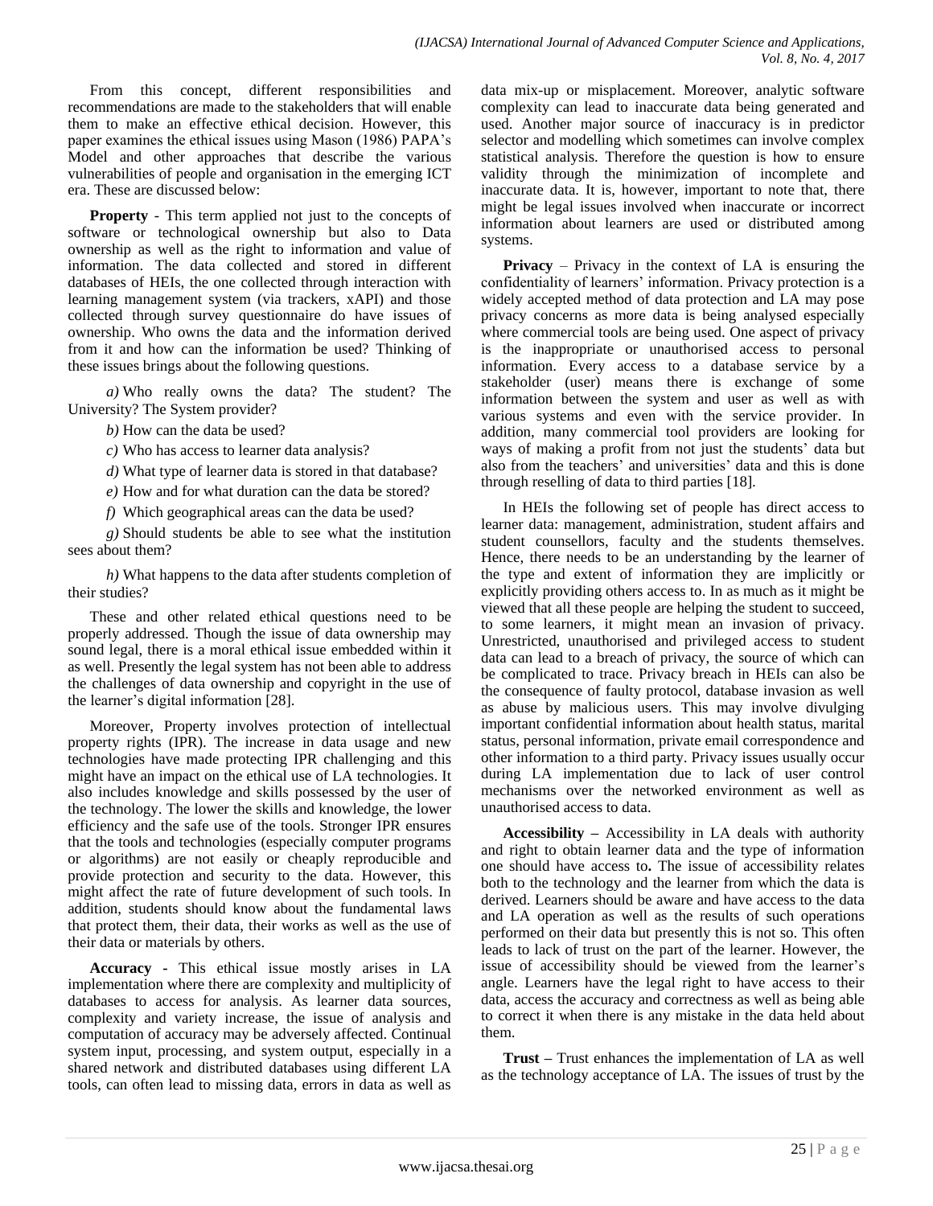From this concept, different responsibilities and recommendations are made to the stakeholders that will enable them to make an effective ethical decision. However, this paper examines the ethical issues using Mason (1986) PAPA's Model and other approaches that describe the various vulnerabilities of people and organisation in the emerging ICT era. These are discussed below:

**Property** - This term applied not just to the concepts of software or technological ownership but also to Data ownership as well as the right to information and value of information. The data collected and stored in different databases of HEIs, the one collected through interaction with learning management system (via trackers, xAPI) and those collected through survey questionnaire do have issues of ownership. Who owns the data and the information derived from it and how can the information be used? Thinking of these issues brings about the following questions.

*a)* Who really owns the data? The student? The University? The System provider?

*b)* How can the data be used?

*c)* Who has access to learner data analysis?

*d)* What type of learner data is stored in that database?

*e)* How and for what duration can the data be stored?

*f)* Which geographical areas can the data be used?

*g)* Should students be able to see what the institution sees about them?

*h)* What happens to the data after students completion of their studies?

These and other related ethical questions need to be properly addressed. Though the issue of data ownership may sound legal, there is a moral ethical issue embedded within it as well. Presently the legal system has not been able to address the challenges of data ownership and copyright in the use of the learner's digital information [28].

Moreover, Property involves protection of intellectual property rights (IPR). The increase in data usage and new technologies have made protecting IPR challenging and this might have an impact on the ethical use of LA technologies. It also includes knowledge and skills possessed by the user of the technology. The lower the skills and knowledge, the lower efficiency and the safe use of the tools. Stronger IPR ensures that the tools and technologies (especially computer programs or algorithms) are not easily or cheaply reproducible and provide protection and security to the data. However, this might affect the rate of future development of such tools. In addition, students should know about the fundamental laws that protect them, their data, their works as well as the use of their data or materials by others.

**Accuracy** - This ethical issue mostly arises in LA implementation where there are complexity and multiplicity of databases to access for analysis. As learner data sources, complexity and variety increase, the issue of analysis and computation of accuracy may be adversely affected. Continual system input, processing, and system output, especially in a shared network and distributed databases using different LA tools, can often lead to missing data, errors in data as well as data mix-up or misplacement. Moreover, analytic software complexity can lead to inaccurate data being generated and used. Another major source of inaccuracy is in predictor selector and modelling which sometimes can involve complex statistical analysis. Therefore the question is how to ensure validity through the minimization of incomplete and inaccurate data. It is, however, important to note that, there might be legal issues involved when inaccurate or incorrect information about learners are used or distributed among systems.

**Privacy** – Privacy in the context of LA is ensuring the confidentiality of learners' information. Privacy protection is a widely accepted method of data protection and LA may pose privacy concerns as more data is being analysed especially where commercial tools are being used. One aspect of privacy is the inappropriate or unauthorised access to personal information. Every access to a database service by a stakeholder (user) means there is exchange of some information between the system and user as well as with various systems and even with the service provider. In addition, many commercial tool providers are looking for ways of making a profit from not just the students' data but also from the teachers' and universities' data and this is done through reselling of data to third parties [18].

In HEIs the following set of people has direct access to learner data: management, administration, student affairs and student counsellors, faculty and the students themselves. Hence, there needs to be an understanding by the learner of the type and extent of information they are implicitly or explicitly providing others access to. In as much as it might be viewed that all these people are helping the student to succeed, to some learners, it might mean an invasion of privacy. Unrestricted, unauthorised and privileged access to student data can lead to a breach of privacy, the source of which can be complicated to trace. Privacy breach in HEIs can also be the consequence of faulty protocol, database invasion as well as abuse by malicious users. This may involve divulging important confidential information about health status, marital status, personal information, private email correspondence and other information to a third party. Privacy issues usually occur during LA implementation due to lack of user control mechanisms over the networked environment as well as unauthorised access to data.

**Accessibility –** Accessibility in LA deals with authority and right to obtain learner data and the type of information one should have access to**.** The issue of accessibility relates both to the technology and the learner from which the data is derived. Learners should be aware and have access to the data and LA operation as well as the results of such operations performed on their data but presently this is not so. This often leads to lack of trust on the part of the learner. However, the issue of accessibility should be viewed from the learner's angle. Learners have the legal right to have access to their data, access the accuracy and correctness as well as being able to correct it when there is any mistake in the data held about them.

**Trust –** Trust enhances the implementation of LA as well as the technology acceptance of LA. The issues of trust by the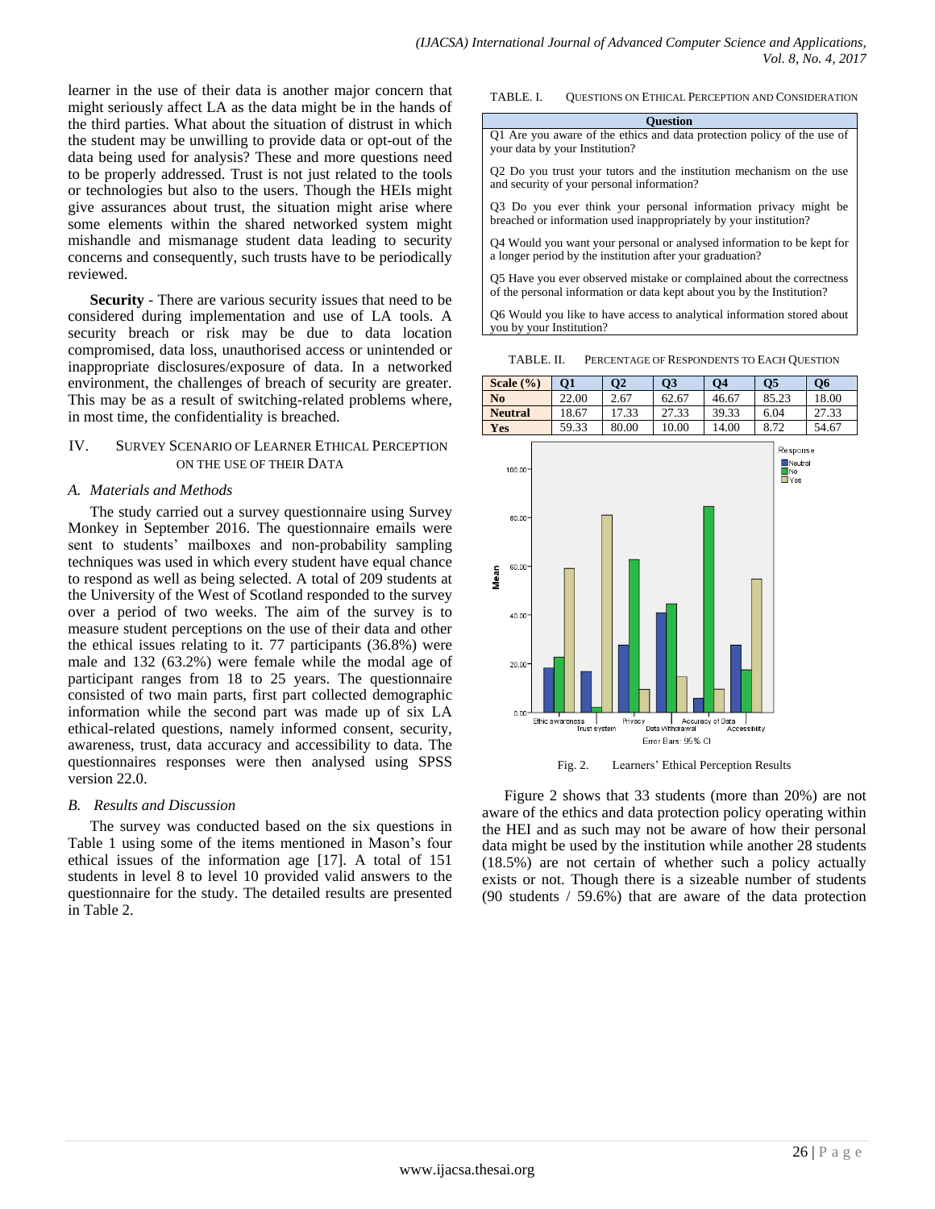learner in the use of their data is another major concern that might seriously affect LA as the data might be in the hands of the third parties. What about the situation of distrust in which the student may be unwilling to provide data or opt-out of the data being used for analysis? These and more questions need to be properly addressed. Trust is not just related to the tools or technologies but also to the users. Though the HEIs might give assurances about trust, the situation might arise where some elements within the shared networked system might mishandle and mismanage student data leading to security concerns and consequently, such trusts have to be periodically reviewed.

**Security** - There are various security issues that need to be considered during implementation and use of LA tools. A security breach or risk may be due to data location compromised, data loss, unauthorised access or unintended or inappropriate disclosures/exposure of data. In a networked environment, the challenges of breach of security are greater. This may be as a result of switching-related problems where, in most time, the confidentiality is breached.

## IV. Survey Scenario of Learner Ethical Perception on the Use of their Data

### A. Materials and Methods

The study carried out a survey questionnaire using Survey Monkey in September 2016. The questionnaire emails were sent to students' mailboxes and non-probability sampling techniques was used in which every student have equal chance to respond as well as being selected. A total of 209 students at the University of the West of Scotland responded to the survey over a period of two weeks. The aim of the survey is to measure student perceptions on the use of their data and other the ethical issues relating to it. 77 participants (36.8%) were male and 132 (63.2%) were female while the modal age of participant ranges from 18 to 25 years. The questionnaire consisted of two main parts, first part collected demographic information while the second part was made up of six LA ethical-related questions, namely informed consent, security, awareness, trust, data accuracy and accessibility to data. The questionnaires responses were then analysed using SPSS version 22.0.

### B. Results and Discussion

The survey was conducted based on the six questions in Table 1 using some of the items mentioned in Mason's four ethical issues of the information age [17]. A total of 151 students in level 8 to level 10 provided valid answers to the questionnaire for the study. The detailed results are presented in Table 2.

TABLE. I. Questions on Ethical Perception and Consideration

| Question |
|---|
| Q1 Are you aware of the ethics and data protection policy of the use of your data by your Institution? |
| Q2 Do you trust your tutors and the institution mechanism on the use and security of your personal information? |
| Q3 Do you ever think your personal information privacy might be breached or information used inappropriately by your institution? |
| Q4 Would you want your personal or analysed information to be kept for a longer period by the institution after your graduation? |
| Q5 Have you ever observed mistake or complained about the correctness of the personal information or data kept about you by the Institution? |
| Q6 Would you like to have access to analytical information stored about you by your Institution? |

TABLE. II. Percentage of Respondents to Each Question

| Scale (%) | Q1 | Q2 | Q3 | Q4 | Q5 | Q6 |
|---|---|---|---|---|---|---|
| No | 22.00 | 2.67 | 62.67 | 46.67 | 85.23 | 18.00 |
| Neutral | 18.67 | 17.33 | 27.33 | 39.33 | 6.04 | 27.33 |
| Yes | 59.33 | 80.00 | 10.00 | 14.00 | 8.72 | 54.67 |

Fig. 2. Learners' Ethical Perception Results

Figure 2 shows that 33 students (more than 20%) are not aware of the ethics and data protection policy operating within the HEI and as such may not be aware of how their personal data might be used by the institution while another 28 students (18.5%) are not certain of whether such a policy actually exists or not. Though there is a sizeable number of students (90 students / 59.6%) that are aware of the data protection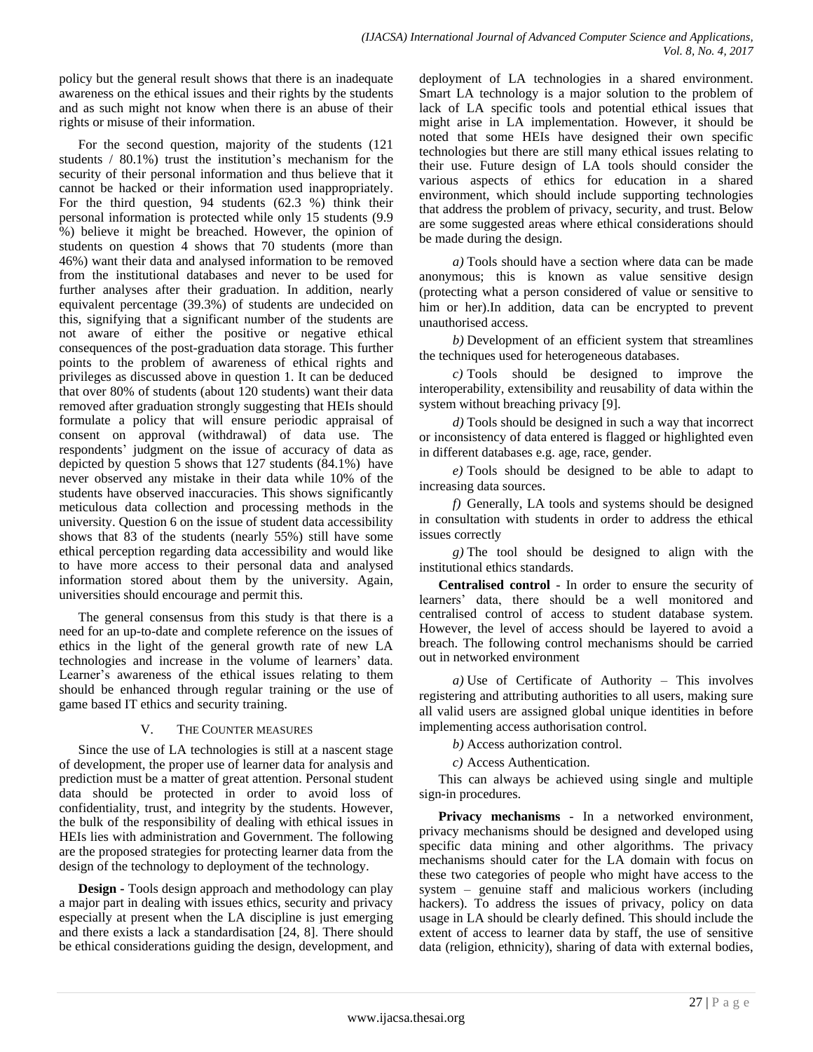policy but the general result shows that there is an inadequate awareness on the ethical issues and their rights by the students and as such might not know when there is an abuse of their rights or misuse of their information.

For the second question, majority of the students (121 students / 80.1%) trust the institution's mechanism for the security of their personal information and thus believe that it cannot be hacked or their information used inappropriately. For the third question, 94 students (62.3 %) think their personal information is protected while only 15 students (9.9 %) believe it might be breached. However, the opinion of students on question 4 shows that 70 students (more than 46%) want their data and analysed information to be removed from the institutional databases and never to be used for further analyses after their graduation. In addition, nearly equivalent percentage (39.3%) of students are undecided on this, signifying that a significant number of the students are not aware of either the positive or negative ethical consequences of the post-graduation data storage. This further points to the problem of awareness of ethical rights and privileges as discussed above in question 1. It can be deduced that over 80% of students (about 120 students) want their data removed after graduation strongly suggesting that HEIs should formulate a policy that will ensure periodic appraisal of consent on approval (withdrawal) of data use. The respondents' judgment on the issue of accuracy of data as depicted by question 5 shows that 127 students (84.1%) have never observed any mistake in their data while 10% of the students have observed inaccuracies. This shows significantly meticulous data collection and processing methods in the university. Question 6 on the issue of student data accessibility shows that 83 of the students (nearly 55%) still have some ethical perception regarding data accessibility and would like to have more access to their personal data and analysed information stored about them by the university. Again, universities should encourage and permit this.

The general consensus from this study is that there is a need for an up-to-date and complete reference on the issues of ethics in the light of the general growth rate of new LA technologies and increase in the volume of learners' data. Learner's awareness of the ethical issues relating to them should be enhanced through regular training or the use of game based IT ethics and security training.

## V. The Counter measures

Since the use of LA technologies is still at a nascent stage of development, the proper use of learner data for analysis and prediction must be a matter of great attention. Personal student data should be protected in order to avoid loss of confidentiality, trust, and integrity by the students. However, the bulk of the responsibility of dealing with ethical issues in HEIs lies with administration and Government. The following are the proposed strategies for protecting learner data from the design of the technology to deployment of the technology.

**Design -** Tools design approach and methodology can play a major part in dealing with issues ethics, security and privacy especially at present when the LA discipline is just emerging and there exists a lack a standardisation [24, 8]. There should be ethical considerations guiding the design, development, and deployment of LA technologies in a shared environment. Smart LA technology is a major solution to the problem of lack of LA specific tools and potential ethical issues that might arise in LA implementation. However, it should be noted that some HEIs have designed their own specific technologies but there are still many ethical issues relating to their use. Future design of LA tools should consider the various aspects of ethics for education in a shared environment, which should include supporting technologies that address the problem of privacy, security, and trust. Below are some suggested areas where ethical considerations should be made during the design.

*a)* Tools should have a section where data can be made anonymous; this is known as value sensitive design (protecting what a person considered of value or sensitive to him or her).In addition, data can be encrypted to prevent unauthorised access.

*b)* Development of an efficient system that streamlines the techniques used for heterogeneous databases.

*c)* Tools should be designed to improve the interoperability, extensibility and reusability of data within the system without breaching privacy [9].

*d)* Tools should be designed in such a way that incorrect or inconsistency of data entered is flagged or highlighted even in different databases e.g. age, race, gender.

*e)* Tools should be designed to be able to adapt to increasing data sources.

*f)* Generally, LA tools and systems should be designed in consultation with students in order to address the ethical issues correctly

*g)* The tool should be designed to align with the institutional ethics standards.

**Centralised control** - In order to ensure the security of learners' data, there should be a well monitored and centralised control of access to student database system. However, the level of access should be layered to avoid a breach. The following control mechanisms should be carried out in networked environment

*a)* Use of Certificate of Authority – This involves registering and attributing authorities to all users, making sure all valid users are assigned global unique identities in before implementing access authorisation control.

*b)* Access authorization control.

*c)* Access Authentication.

This can always be achieved using single and multiple sign-in procedures.

**Privacy mechanisms** - In a networked environment, privacy mechanisms should be designed and developed using specific data mining and other algorithms. The privacy mechanisms should cater for the LA domain with focus on these two categories of people who might have access to the system – genuine staff and malicious workers (including hackers). To address the issues of privacy, policy on data usage in LA should be clearly defined. This should include the extent of access to learner data by staff, the use of sensitive data (religion, ethnicity), sharing of data with external bodies,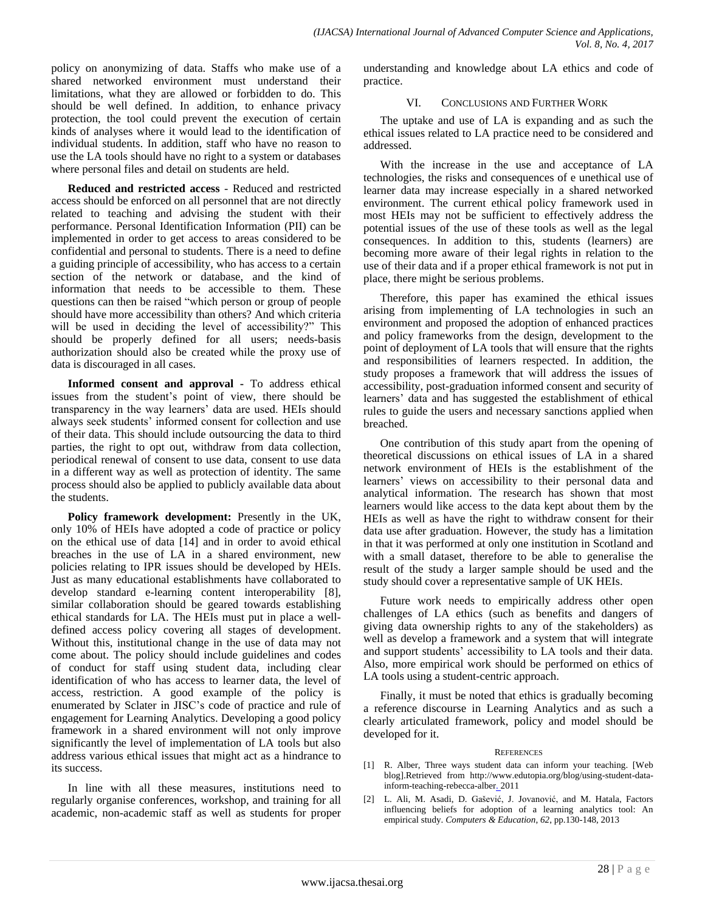policy on anonymizing of data. Staffs who make use of a shared networked environment must understand their limitations, what they are allowed or forbidden to do. This should be well defined. In addition, to enhance privacy protection, the tool could prevent the execution of certain kinds of analyses where it would lead to the identification of individual students. In addition, staff who have no reason to use the LA tools should have no right to a system or databases where personal files and detail on students are held.

**Reduced and restricted access** - Reduced and restricted access should be enforced on all personnel that are not directly related to teaching and advising the student with their performance. Personal Identification Information (PII) can be implemented in order to get access to areas considered to be confidential and personal to students. There is a need to define a guiding principle of accessibility, who has access to a certain section of the network or database, and the kind of information that needs to be accessible to them. These questions can then be raised "which person or group of people should have more accessibility than others? And which criteria will be used in deciding the level of accessibility?" This should be properly defined for all users; needs-basis authorization should also be created while the proxy use of data is discouraged in all cases.

**Informed consent and approval** - To address ethical issues from the student's point of view, there should be transparency in the way learners' data are used. HEIs should always seek students' informed consent for collection and use of their data. This should include outsourcing the data to third parties, the right to opt out, withdraw from data collection, periodical renewal of consent to use data, consent to use data in a different way as well as protection of identity. The same process should also be applied to publicly available data about the students.

**Policy framework development:** Presently in the UK, only 10% of HEIs have adopted a code of practice or policy on the ethical use of data [14] and in order to avoid ethical breaches in the use of LA in a shared environment, new policies relating to IPR issues should be developed by HEIs. Just as many educational establishments have collaborated to develop standard e-learning content interoperability [8], similar collaboration should be geared towards establishing ethical standards for LA. The HEIs must put in place a well-defined access policy covering all stages of development. Without this, institutional change in the use of data may not come about. The policy should include guidelines and codes of conduct for staff using student data, including clear identification of who has access to learner data, the level of access, restriction. A good example of the policy is enumerated by Sclater in JISC's code of practice and rule of engagement for Learning Analytics. Developing a good policy framework in a shared environment will not only improve significantly the level of implementation of LA tools but also address various ethical issues that might act as a hindrance to its success.

In line with all these measures, institutions need to regularly organise conferences, workshop, and training for all academic, non-academic staff as well as students for proper understanding and knowledge about LA ethics and code of practice.

## VI. Conclusions and Further Work

The uptake and use of LA is expanding and as such the ethical issues related to LA practice need to be considered and addressed.

With the increase in the use and acceptance of LA technologies, the risks and consequences of e unethical use of learner data may increase especially in a shared networked environment. The current ethical policy framework used in most HEIs may not be sufficient to effectively address the potential issues of the use of these tools as well as the legal consequences. In addition to this, students (learners) are becoming more aware of their legal rights in relation to the use of their data and if a proper ethical framework is not put in place, there might be serious problems.

Therefore, this paper has examined the ethical issues arising from implementing of LA technologies in such an environment and proposed the adoption of enhanced practices and policy frameworks from the design, development to the point of deployment of LA tools that will ensure that the rights and responsibilities of learners respected. In addition, the study proposes a framework that will address the issues of accessibility, post-graduation informed consent and security of learners' data and has suggested the establishment of ethical rules to guide the users and necessary sanctions applied when breached.

One contribution of this study apart from the opening of theoretical discussions on ethical issues of LA in a shared network environment of HEIs is the establishment of the learners' views on accessibility to their personal data and analytical information. The research has shown that most learners would like access to the data kept about them by the HEIs as well as have the right to withdraw consent for their data use after graduation. However, the study has a limitation in that it was performed at only one institution in Scotland and with a small dataset, therefore to be able to generalise the result of the study a larger sample should be used and the study should cover a representative sample of UK HEIs.

Future work needs to empirically address other open challenges of LA ethics (such as benefits and dangers of giving data ownership rights to any of the stakeholders) as well as develop a framework and a system that will integrate and support students' accessibility to LA tools and their data. Also, more empirical work should be performed on ethics of LA tools using a student-centric approach.

Finally, it must be noted that ethics is gradually becoming a reference discourse in Learning Analytics and as such a clearly articulated framework, policy and model should be developed for it.

## References

[1] R. Alber, Three ways student data can inform your teaching. [Web blog].Retrieved from http://www.edutopia.org/blog/using-student-data-inform-teaching-rebecca-alber. 2011

[2] L. Ali, M. Asadi, D. Gašević, J. Jovanović, and M. Hatala, Factors influencing beliefs for adoption of a learning analytics tool: An empirical study. *Computers & Education*, *62*, pp.130-148, 2013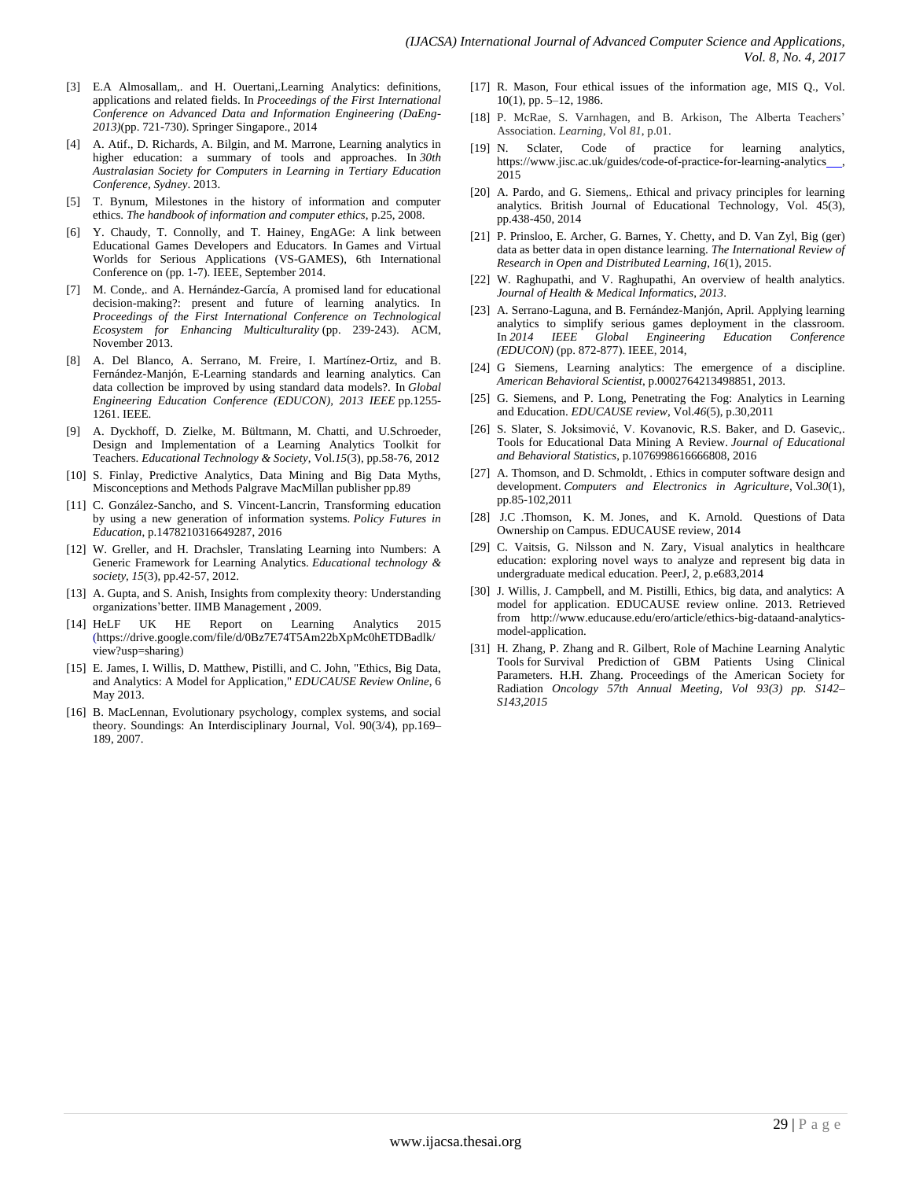[3] E.A Almosallam,. and H. Ouertani,.Learning Analytics: definitions, applications and related fields. In *Proceedings of the First International Conference on Advanced Data and Information Engineering (DaEng-2013)*(pp. 721-730). Springer Singapore., 2014

[4] A. Atif., D. Richards, A. Bilgin, and M. Marrone, Learning analytics in higher education: a summary of tools and approaches. In *30th Australasian Society for Computers in Learning in Tertiary Education Conference, Sydney*. 2013.

[5] T. Bynum, Milestones in the history of information and computer ethics. *The handbook of information and computer ethics*, p.25, 2008.

[6] Y. Chaudy, T. Connolly, and T. Hainey, EngAGe: A link between Educational Games Developers and Educators. In Games and Virtual Worlds for Serious Applications (VS-GAMES), 6th International Conference on (pp. 1-7). IEEE, September 2014.

[7] M. Conde,. and A. Hernández-García, A promised land for educational decision-making?: present and future of learning analytics. In *Proceedings of the First International Conference on Technological Ecosystem for Enhancing Multiculturality* (pp. 239-243). ACM, November 2013.

[8] A. Del Blanco, A. Serrano, M. Freire, I. Martínez-Ortiz, and B. Fernández-Manjón, E-Learning standards and learning analytics. Can data collection be improved by using standard data models?. In *Global Engineering Education Conference (EDUCON), 2013 IEEE* pp.1255-1261. IEEE.

[9] A. Dyckhoff, D. Zielke, M. Bültmann, M. Chatti, and U.Schroeder, Design and Implementation of a Learning Analytics Toolkit for Teachers. *Educational Technology & Society*, Vol.*15*(3), pp.58-76, 2012

[10] S. Finlay, Predictive Analytics, Data Mining and Big Data Myths, Misconceptions and Methods Palgrave MacMillan publisher pp.89

[11] C. González-Sancho, and S. Vincent-Lancrin, Transforming education by using a new generation of information systems. *Policy Futures in Education*, p.1478210316649287, 2016

[12] W. Greller, and H. Drachsler, Translating Learning into Numbers: A Generic Framework for Learning Analytics. *Educational technology & society*, *15*(3), pp.42-57, 2012.

[13] A. Gupta, and S. Anish, Insights from complexity theory: Understanding organizations'better. IIMB Management , 2009.

[14] HeLF UK HE Report on Learning Analytics 2015 (https://drive.google.com/file/d/0Bz7E74T5Am22bXpMc0hETDBadlk/view?usp=sharing)

[15] E. James, I. Willis, D. Matthew, Pistilli, and C. John, "Ethics, Big Data, and Analytics: A Model for Application," *EDUCAUSE Review Online*, 6 May 2013.

[16] B. MacLennan, Evolutionary psychology, complex systems, and social theory. Soundings: An Interdisciplinary Journal, Vol. 90(3/4), pp.169–189, 2007.

[17] R. Mason, Four ethical issues of the information age, MIS Q., Vol. 10(1), pp. 5–12, 1986.

[18] P. McRae, S. Varnhagen, and B. Arkison, The Alberta Teachers' Association. *Learning*, Vol *81*, p.01.

[19] N. Sclater, Code of practice for learning analytics, https://www.jisc.ac.uk/guides/code-of-practice-for-learning-analytics , 2015

[20] A. Pardo, and G. Siemens,. Ethical and privacy principles for learning analytics. British Journal of Educational Technology, Vol. 45(3), pp.438-450, 2014

[21] P. Prinsloo, E. Archer, G. Barnes, Y. Chetty, and D. Van Zyl, Big (ger) data as better data in open distance learning. *The International Review of Research in Open and Distributed Learning*, *16*(1), 2015.

[22] W. Raghupathi, and V. Raghupathi, An overview of health analytics. *Journal of Health & Medical Informatics*, *2013*.

[23] A. Serrano-Laguna, and B. Fernández-Manjón, April. Applying learning analytics to simplify serious games deployment in the classroom. In *2014 IEEE Global Engineering Education Conference (EDUCON)* (pp. 872-877). IEEE, 2014,

[24] G Siemens, Learning analytics: The emergence of a discipline. *American Behavioral Scientist*, p.0002764213498851, 2013.

[25] G. Siemens, and P. Long, Penetrating the Fog: Analytics in Learning and Education. *EDUCAUSE review*, Vol.*46*(5), p.30,2011

[26] S. Slater, S. Joksimović, V. Kovanovic, R.S. Baker, and D. Gasevic,. Tools for Educational Data Mining A Review. *Journal of Educational and Behavioral Statistics*, p.1076998616666808, 2016

[27] A. Thomson, and D. Schmoldt, . Ethics in computer software design and development. *Computers and Electronics in Agriculture*, Vol.*30*(1), pp.85-102,2011

[28] J.C .Thomson, K. M. Jones, and K. Arnold. Questions of Data Ownership on Campus. EDUCAUSE review, 2014

[29] C. Vaitsis, G. Nilsson and N. Zary, Visual analytics in healthcare education: exploring novel ways to analyze and represent big data in undergraduate medical education. PeerJ, 2, p.e683,2014

[30] J. Willis, J. Campbell, and M. Pistilli, Ethics, big data, and analytics: A model for application. EDUCAUSE review online. 2013. Retrieved from http://www.educause.edu/ero/article/ethics-big-dataand-analytics-model-application.

[31] H. Zhang, P. Zhang and R. Gilbert, Role of Machine Learning Analytic Tools for Survival Prediction of GBM Patients Using Clinical Parameters. H.H. Zhang. Proceedings of the American Society for Radiation *Oncology 57th Annual Meeting, Vol 93(3) pp. S142–S143,2015*